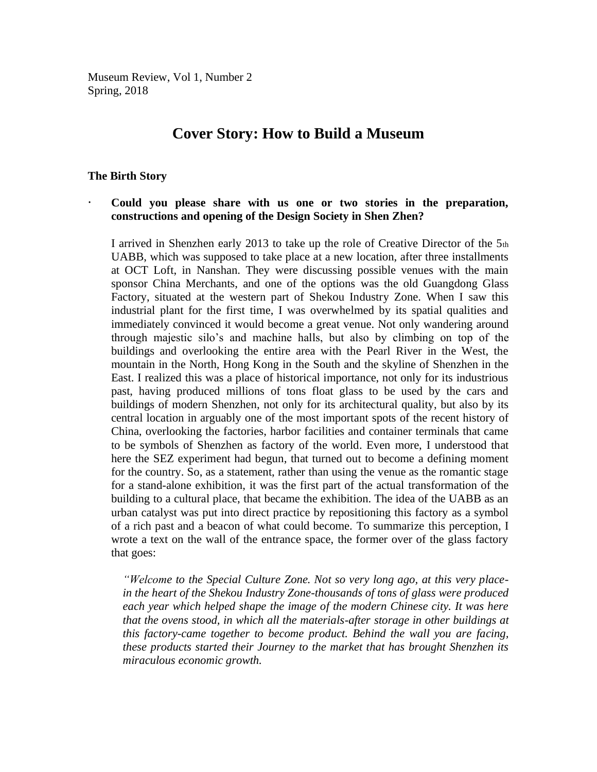Museum Review, Vol 1, Number 2
Spring, 2018

# Cover Story: How to Build a Museum

### The Birth Story

- **Could you please share with us one or two stories in the preparation, constructions and opening of the Design Society in Shen Zhen?**

  I arrived in Shenzhen early 2013 to take up the role of Creative Director of the 5th UABB, which was supposed to take place at a new location, after three installments at OCT Loft, in Nanshan. They were discussing possible venues with the main sponsor China Merchants, and one of the options was the old Guangdong Glass Factory, situated at the western part of Shekou Industry Zone. When I saw this industrial plant for the first time, I was overwhelmed by its spatial qualities and immediately convinced it would become a great venue. Not only wandering around through majestic silo's and machine halls, but also by climbing on top of the buildings and overlooking the entire area with the Pearl River in the West, the mountain in the North, Hong Kong in the South and the skyline of Shenzhen in the East. I realized this was a place of historical importance, not only for its industrious past, having produced millions of tons float glass to be used by the cars and buildings of modern Shenzhen, not only for its architectural quality, but also by its central location in arguably one of the most important spots of the recent history of China, overlooking the factories, harbor facilities and container terminals that came to be symbols of Shenzhen as factory of the world. Even more, I understood that here the SEZ experiment had begun, that turned out to become a defining moment for the country. So, as a statement, rather than using the venue as the romantic stage for a stand-alone exhibition, it was the first part of the actual transformation of the building to a cultural place, that became the exhibition. The idea of the UABB as an urban catalyst was put into direct practice by repositioning this factory as a symbol of a rich past and a beacon of what could become. To summarize this perception, I wrote a text on the wall of the entrance space, the former over of the glass factory that goes:

  > *"Welcome to the Special Culture Zone. Not so very long ago, at this very place-in the heart of the Shekou Industry Zone-thousands of tons of glass were produced each year which helped shape the image of the modern Chinese city. It was here that the ovens stood, in which all the materials-after storage in other buildings at this factory-came together to become product. Behind the wall you are facing, these products started their Journey to the market that has brought Shenzhen its miraculous economic growth.*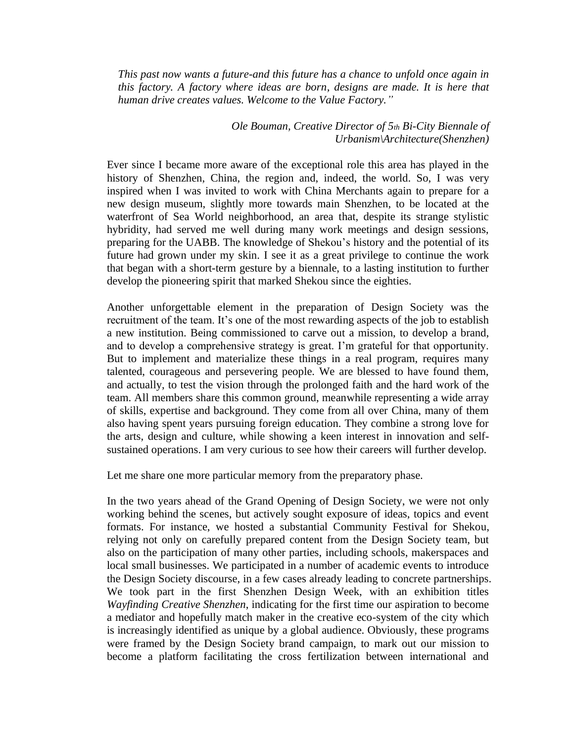*This past now wants a future-and this future has a chance to unfold once again in this factory. A factory where ideas are born, designs are made. It is here that human drive creates values. Welcome to the Value Factory."*

*Ole Bouman, Creative Director of 5th Bi-City Biennale of Urbanism\Architecture(Shenzhen)*

Ever since I became more aware of the exceptional role this area has played in the history of Shenzhen, China, the region and, indeed, the world. So, I was very inspired when I was invited to work with China Merchants again to prepare for a new design museum, slightly more towards main Shenzhen, to be located at the waterfront of Sea World neighborhood, an area that, despite its strange stylistic hybridity, had served me well during many work meetings and design sessions, preparing for the UABB. The knowledge of Shekou's history and the potential of its future had grown under my skin. I see it as a great privilege to continue the work that began with a short-term gesture by a biennale, to a lasting institution to further develop the pioneering spirit that marked Shekou since the eighties.

Another unforgettable element in the preparation of Design Society was the recruitment of the team. It's one of the most rewarding aspects of the job to establish a new institution. Being commissioned to carve out a mission, to develop a brand, and to develop a comprehensive strategy is great. I'm grateful for that opportunity. But to implement and materialize these things in a real program, requires many talented, courageous and persevering people. We are blessed to have found them, and actually, to test the vision through the prolonged faith and the hard work of the team. All members share this common ground, meanwhile representing a wide array of skills, expertise and background. They come from all over China, many of them also having spent years pursuing foreign education. They combine a strong love for the arts, design and culture, while showing a keen interest in innovation and self-sustained operations. I am very curious to see how their careers will further develop.

Let me share one more particular memory from the preparatory phase.

In the two years ahead of the Grand Opening of Design Society, we were not only working behind the scenes, but actively sought exposure of ideas, topics and event formats. For instance, we hosted a substantial Community Festival for Shekou, relying not only on carefully prepared content from the Design Society team, but also on the participation of many other parties, including schools, makerspaces and local small businesses. We participated in a number of academic events to introduce the Design Society discourse, in a few cases already leading to concrete partnerships. We took part in the first Shenzhen Design Week, with an exhibition titles *Wayfinding Creative Shenzhen*, indicating for the first time our aspiration to become a mediator and hopefully match maker in the creative eco-system of the city which is increasingly identified as unique by a global audience. Obviously, these programs were framed by the Design Society brand campaign, to mark out our mission to become a platform facilitating the cross fertilization between international and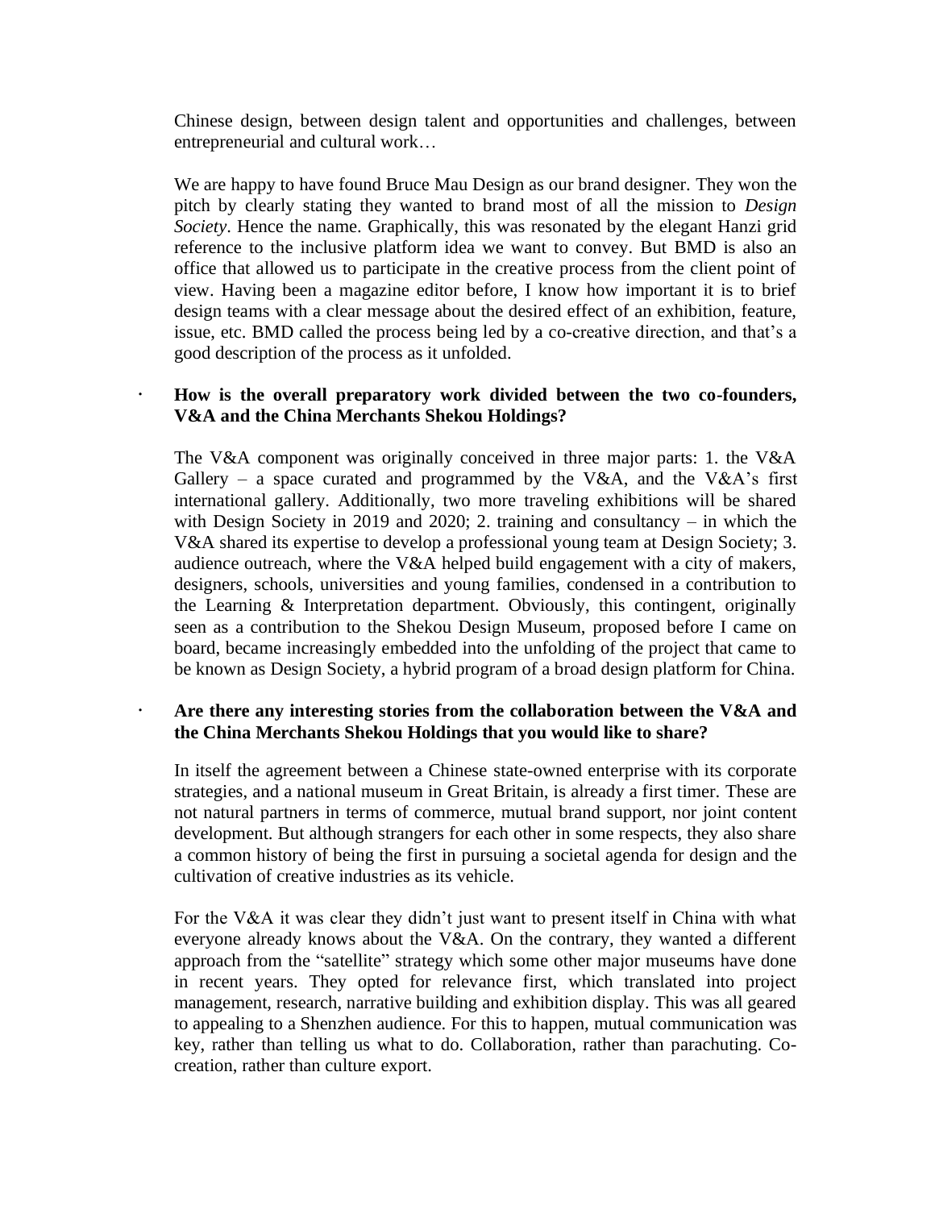Chinese design, between design talent and opportunities and challenges, between entrepreneurial and cultural work…

We are happy to have found Bruce Mau Design as our brand designer. They won the pitch by clearly stating they wanted to brand most of all the mission to *Design Society*. Hence the name. Graphically, this was resonated by the elegant Hanzi grid reference to the inclusive platform idea we want to convey. But BMD is also an office that allowed us to participate in the creative process from the client point of view. Having been a magazine editor before, I know how important it is to brief design teams with a clear message about the desired effect of an exhibition, feature, issue, etc. BMD called the process being led by a co-creative direction, and that's a good description of the process as it unfolded.

- **How is the overall preparatory work divided between the two co-founders, V&A and the China Merchants Shekou Holdings?**

The V&A component was originally conceived in three major parts: 1. the V&A Gallery – a space curated and programmed by the V&A, and the V&A's first international gallery. Additionally, two more traveling exhibitions will be shared with Design Society in 2019 and 2020; 2. training and consultancy – in which the V&A shared its expertise to develop a professional young team at Design Society; 3. audience outreach, where the V&A helped build engagement with a city of makers, designers, schools, universities and young families, condensed in a contribution to the Learning & Interpretation department. Obviously, this contingent, originally seen as a contribution to the Shekou Design Museum, proposed before I came on board, became increasingly embedded into the unfolding of the project that came to be known as Design Society, a hybrid program of a broad design platform for China.

- **Are there any interesting stories from the collaboration between the V&A and the China Merchants Shekou Holdings that you would like to share?**

In itself the agreement between a Chinese state-owned enterprise with its corporate strategies, and a national museum in Great Britain, is already a first timer. These are not natural partners in terms of commerce, mutual brand support, nor joint content development. But although strangers for each other in some respects, they also share a common history of being the first in pursuing a societal agenda for design and the cultivation of creative industries as its vehicle.

For the V&A it was clear they didn't just want to present itself in China with what everyone already knows about the V&A. On the contrary, they wanted a different approach from the "satellite" strategy which some other major museums have done in recent years. They opted for relevance first, which translated into project management, research, narrative building and exhibition display. This was all geared to appealing to a Shenzhen audience. For this to happen, mutual communication was key, rather than telling us what to do. Collaboration, rather than parachuting. Co-creation, rather than culture export.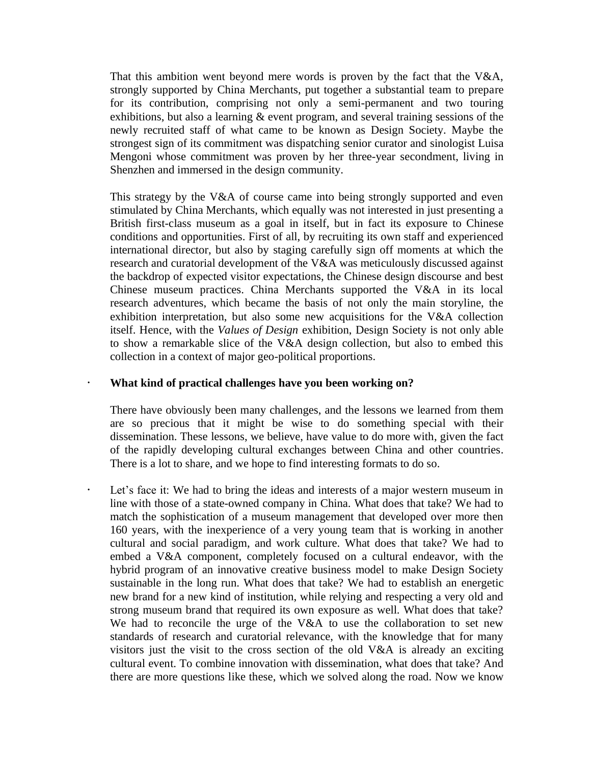That this ambition went beyond mere words is proven by the fact that the V&A, strongly supported by China Merchants, put together a substantial team to prepare for its contribution, comprising not only a semi-permanent and two touring exhibitions, but also a learning & event program, and several training sessions of the newly recruited staff of what came to be known as Design Society. Maybe the strongest sign of its commitment was dispatching senior curator and sinologist Luisa Mengoni whose commitment was proven by her three-year secondment, living in Shenzhen and immersed in the design community.

This strategy by the V&A of course came into being strongly supported and even stimulated by China Merchants, which equally was not interested in just presenting a British first-class museum as a goal in itself, but in fact its exposure to Chinese conditions and opportunities. First of all, by recruiting its own staff and experienced international director, but also by staging carefully sign off moments at which the research and curatorial development of the V&A was meticulously discussed against the backdrop of expected visitor expectations, the Chinese design discourse and best Chinese museum practices. China Merchants supported the V&A in its local research adventures, which became the basis of not only the main storyline, the exhibition interpretation, but also some new acquisitions for the V&A collection itself. Hence, with the *Values of Design* exhibition, Design Society is not only able to show a remarkable slice of the V&A design collection, but also to embed this collection in a context of major geo-political proportions.

- **What kind of practical challenges have you been working on?**

  There have obviously been many challenges, and the lessons we learned from them are so precious that it might be wise to do something special with their dissemination. These lessons, we believe, have value to do more with, given the fact of the rapidly developing cultural exchanges between China and other countries. There is a lot to share, and we hope to find interesting formats to do so.

- Let's face it: We had to bring the ideas and interests of a major western museum in line with those of a state-owned company in China. What does that take? We had to match the sophistication of a museum management that developed over more then 160 years, with the inexperience of a very young team that is working in another cultural and social paradigm, and work culture. What does that take? We had to embed a V&A component, completely focused on a cultural endeavor, with the hybrid program of an innovative creative business model to make Design Society sustainable in the long run. What does that take? We had to establish an energetic new brand for a new kind of institution, while relying and respecting a very old and strong museum brand that required its own exposure as well. What does that take? We had to reconcile the urge of the V&A to use the collaboration to set new standards of research and curatorial relevance, with the knowledge that for many visitors just the visit to the cross section of the old V&A is already an exciting cultural event. To combine innovation with dissemination, what does that take? And there are more questions like these, which we solved along the road. Now we know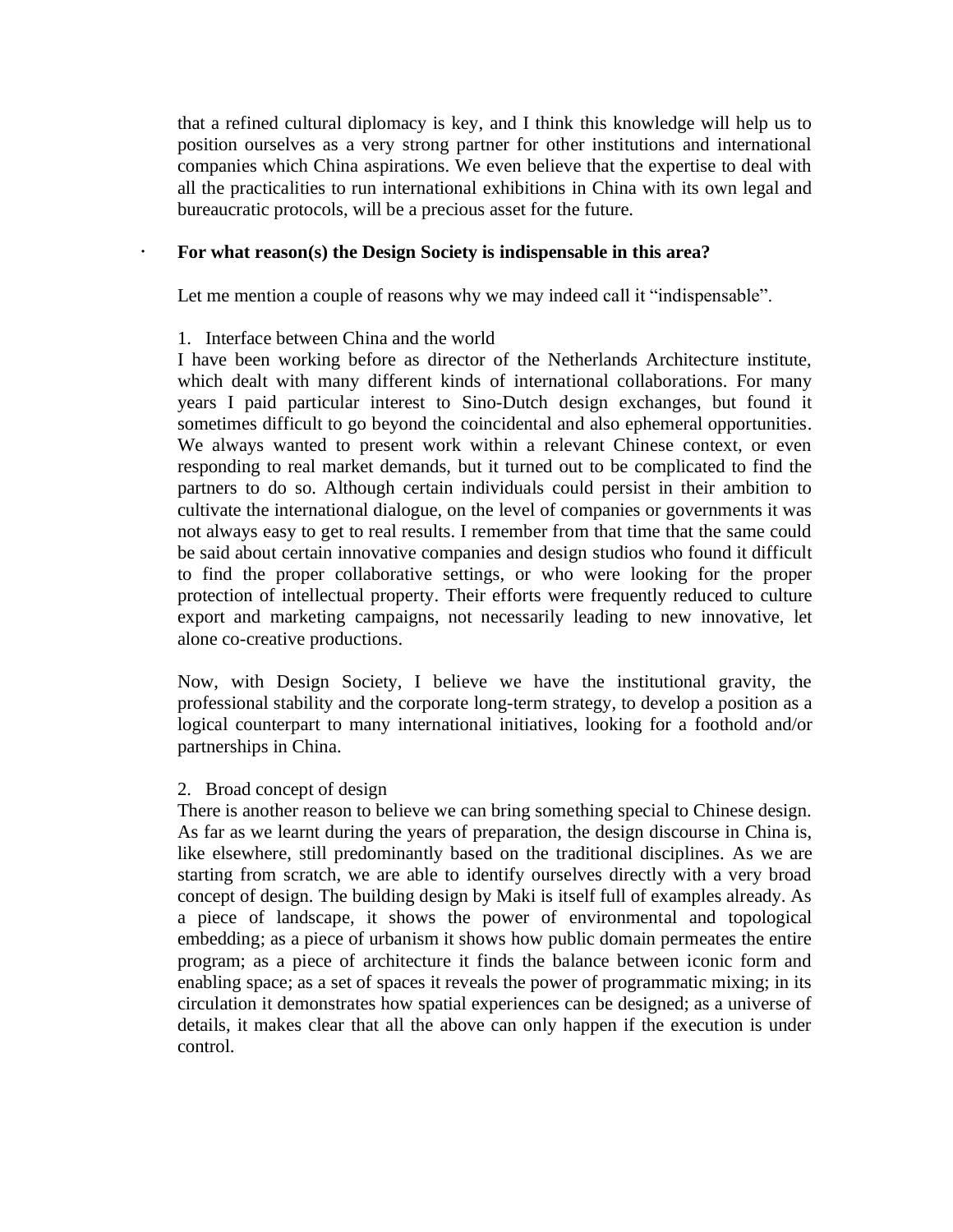that a refined cultural diplomacy is key, and I think this knowledge will help us to position ourselves as a very strong partner for other institutions and international companies which China aspirations. We even believe that the expertise to deal with all the practicalities to run international exhibitions in China with its own legal and bureaucratic protocols, will be a precious asset for the future.

- **For what reason(s) the Design Society is indispensable in this area?**

  Let me mention a couple of reasons why we may indeed call it “indispensable”.

  1. Interface between China and the world

  I have been working before as director of the Netherlands Architecture institute, which dealt with many different kinds of international collaborations. For many years I paid particular interest to Sino-Dutch design exchanges, but found it sometimes difficult to go beyond the coincidental and also ephemeral opportunities. We always wanted to present work within a relevant Chinese context, or even responding to real market demands, but it turned out to be complicated to find the partners to do so. Although certain individuals could persist in their ambition to cultivate the international dialogue, on the level of companies or governments it was not always easy to get to real results. I remember from that time that the same could be said about certain innovative companies and design studios who found it difficult to find the proper collaborative settings, or who were looking for the proper protection of intellectual property. Their efforts were frequently reduced to culture export and marketing campaigns, not necessarily leading to new innovative, let alone co-creative productions.

  Now, with Design Society, I believe we have the institutional gravity, the professional stability and the corporate long-term strategy, to develop a position as a logical counterpart to many international initiatives, looking for a foothold and/or partnerships in China.

  2. Broad concept of design

  There is another reason to believe we can bring something special to Chinese design. As far as we learnt during the years of preparation, the design discourse in China is, like elsewhere, still predominantly based on the traditional disciplines. As we are starting from scratch, we are able to identify ourselves directly with a very broad concept of design. The building design by Maki is itself full of examples already. As a piece of landscape, it shows the power of environmental and topological embedding; as a piece of urbanism it shows how public domain permeates the entire program; as a piece of architecture it finds the balance between iconic form and enabling space; as a set of spaces it reveals the power of programmatic mixing; in its circulation it demonstrates how spatial experiences can be designed; as a universe of details, it makes clear that all the above can only happen if the execution is under control.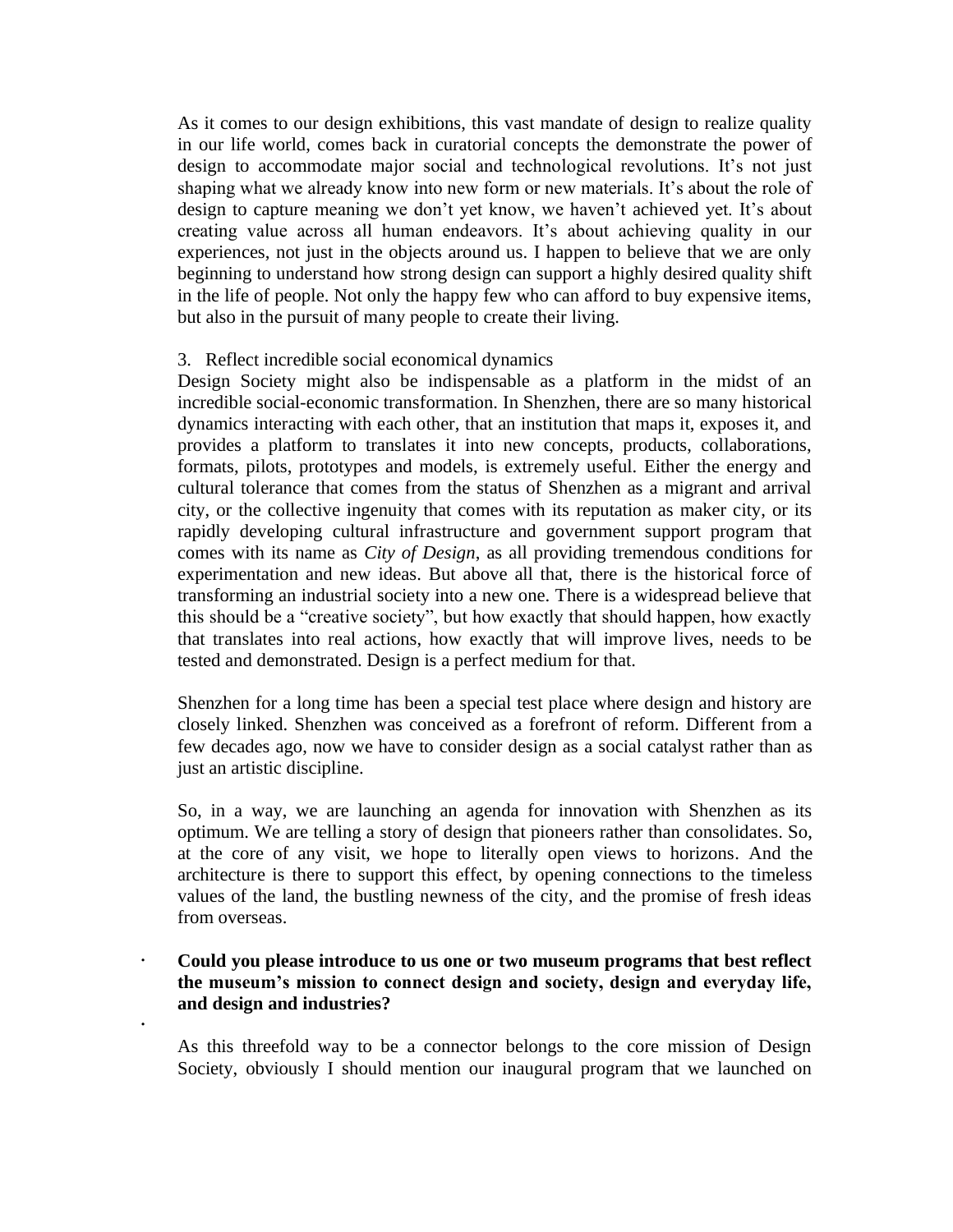As it comes to our design exhibitions, this vast mandate of design to realize quality in our life world, comes back in curatorial concepts the demonstrate the power of design to accommodate major social and technological revolutions. It's not just shaping what we already know into new form or new materials. It's about the role of design to capture meaning we don't yet know, we haven't achieved yet. It's about creating value across all human endeavors. It's about achieving quality in our experiences, not just in the objects around us. I happen to believe that we are only beginning to understand how strong design can support a highly desired quality shift in the life of people. Not only the happy few who can afford to buy expensive items, but also in the pursuit of many people to create their living.

3. Reflect incredible social economical dynamics

Design Society might also be indispensable as a platform in the midst of an incredible social-economic transformation. In Shenzhen, there are so many historical dynamics interacting with each other, that an institution that maps it, exposes it, and provides a platform to translates it into new concepts, products, collaborations, formats, pilots, prototypes and models, is extremely useful. Either the energy and cultural tolerance that comes from the status of Shenzhen as a migrant and arrival city, or the collective ingenuity that comes with its reputation as maker city, or its rapidly developing cultural infrastructure and government support program that comes with its name as *City of Design*, as all providing tremendous conditions for experimentation and new ideas. But above all that, there is the historical force of transforming an industrial society into a new one. There is a widespread believe that this should be a "creative society", but how exactly that should happen, how exactly that translates into real actions, how exactly that will improve lives, needs to be tested and demonstrated. Design is a perfect medium for that.

Shenzhen for a long time has been a special test place where design and history are closely linked. Shenzhen was conceived as a forefront of reform. Different from a few decades ago, now we have to consider design as a social catalyst rather than as just an artistic discipline.

So, in a way, we are launching an agenda for innovation with Shenzhen as its optimum. We are telling a story of design that pioneers rather than consolidates. So, at the core of any visit, we hope to literally open views to horizons. And the architecture is there to support this effect, by opening connections to the timeless values of the land, the bustling newness of the city, and the promise of fresh ideas from overseas.

- **Could you please introduce to us one or two museum programs that best reflect the museum's mission to connect design and society, design and everyday life, and design and industries?**

As this threefold way to be a connector belongs to the core mission of Design Society, obviously I should mention our inaugural program that we launched on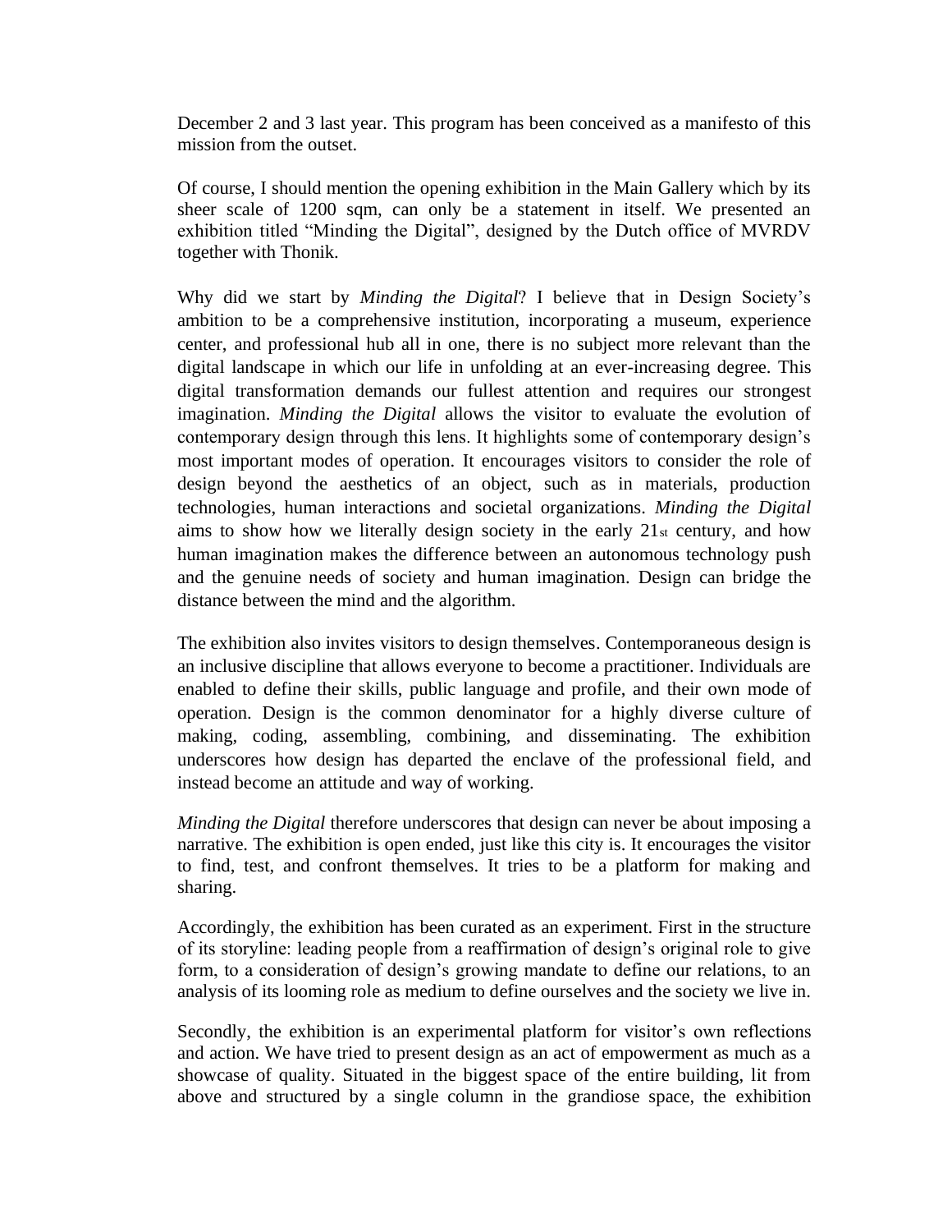December 2 and 3 last year. This program has been conceived as a manifesto of this mission from the outset.

Of course, I should mention the opening exhibition in the Main Gallery which by its sheer scale of 1200 sqm, can only be a statement in itself. We presented an exhibition titled "Minding the Digital", designed by the Dutch office of MVRDV together with Thonik.

Why did we start by *Minding the Digital*? I believe that in Design Society's ambition to be a comprehensive institution, incorporating a museum, experience center, and professional hub all in one, there is no subject more relevant than the digital landscape in which our life in unfolding at an ever-increasing degree. This digital transformation demands our fullest attention and requires our strongest imagination. *Minding the Digital* allows the visitor to evaluate the evolution of contemporary design through this lens. It highlights some of contemporary design's most important modes of operation. It encourages visitors to consider the role of design beyond the aesthetics of an object, such as in materials, production technologies, human interactions and societal organizations. *Minding the Digital* aims to show how we literally design society in the early 21st century, and how human imagination makes the difference between an autonomous technology push and the genuine needs of society and human imagination. Design can bridge the distance between the mind and the algorithm.

The exhibition also invites visitors to design themselves. Contemporaneous design is an inclusive discipline that allows everyone to become a practitioner. Individuals are enabled to define their skills, public language and profile, and their own mode of operation. Design is the common denominator for a highly diverse culture of making, coding, assembling, combining, and disseminating. The exhibition underscores how design has departed the enclave of the professional field, and instead become an attitude and way of working.

*Minding the Digital* therefore underscores that design can never be about imposing a narrative. The exhibition is open ended, just like this city is. It encourages the visitor to find, test, and confront themselves. It tries to be a platform for making and sharing.

Accordingly, the exhibition has been curated as an experiment. First in the structure of its storyline: leading people from a reaffirmation of design's original role to give form, to a consideration of design's growing mandate to define our relations, to an analysis of its looming role as medium to define ourselves and the society we live in.

Secondly, the exhibition is an experimental platform for visitor's own reflections and action. We have tried to present design as an act of empowerment as much as a showcase of quality. Situated in the biggest space of the entire building, lit from above and structured by a single column in the grandiose space, the exhibition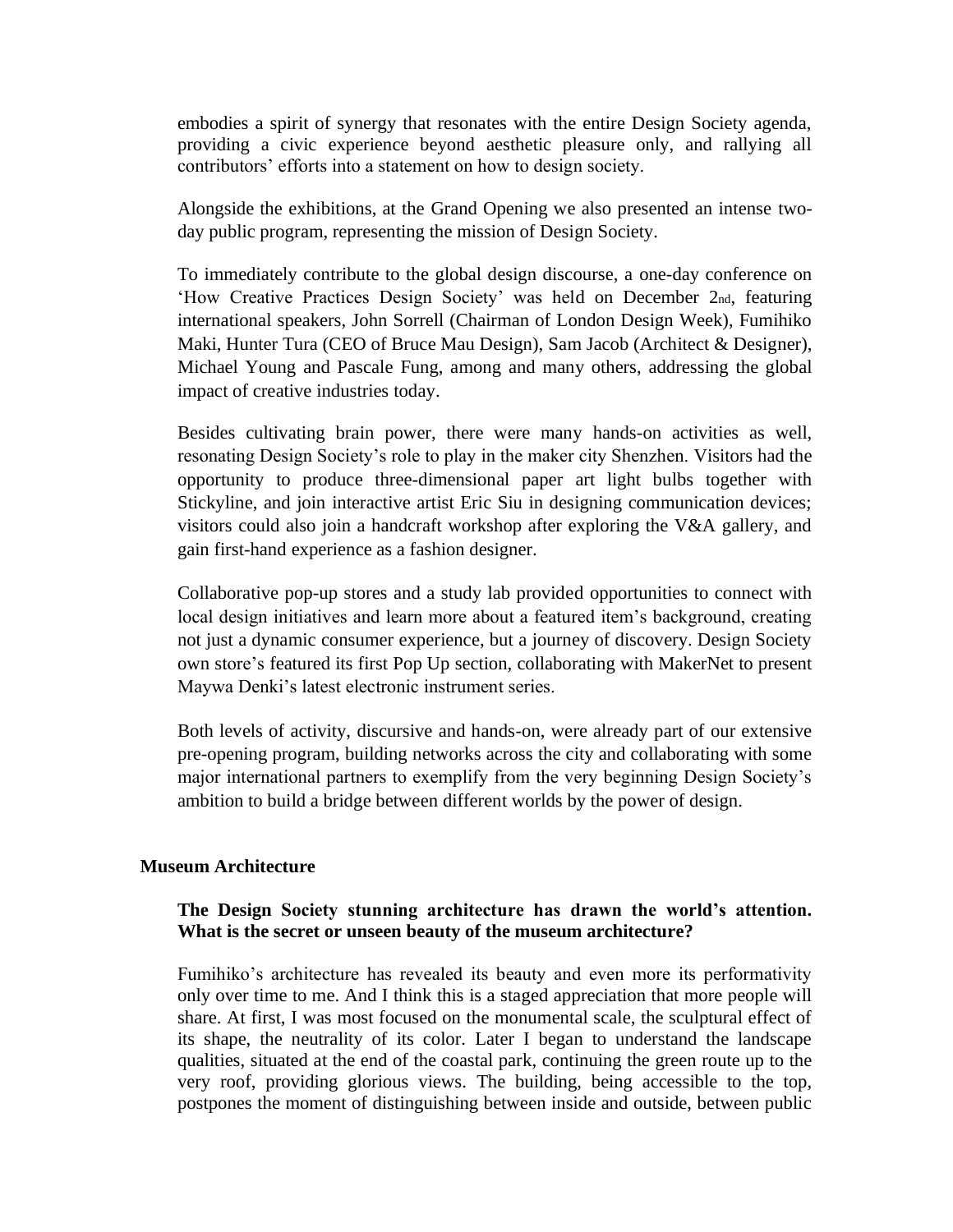embodies a spirit of synergy that resonates with the entire Design Society agenda, providing a civic experience beyond aesthetic pleasure only, and rallying all contributors' efforts into a statement on how to design society.

Alongside the exhibitions, at the Grand Opening we also presented an intense two-day public program, representing the mission of Design Society.

To immediately contribute to the global design discourse, a one-day conference on 'How Creative Practices Design Society' was held on December 2nd, featuring international speakers, John Sorrell (Chairman of London Design Week), Fumihiko Maki, Hunter Tura (CEO of Bruce Mau Design), Sam Jacob (Architect & Designer), Michael Young and Pascale Fung, among and many others, addressing the global impact of creative industries today.

Besides cultivating brain power, there were many hands-on activities as well, resonating Design Society's role to play in the maker city Shenzhen. Visitors had the opportunity to produce three-dimensional paper art light bulbs together with Stickyline, and join interactive artist Eric Siu in designing communication devices; visitors could also join a handcraft workshop after exploring the V&A gallery, and gain first-hand experience as a fashion designer.

Collaborative pop-up stores and a study lab provided opportunities to connect with local design initiatives and learn more about a featured item's background, creating not just a dynamic consumer experience, but a journey of discovery. Design Society own store's featured its first Pop Up section, collaborating with MakerNet to present Maywa Denki's latest electronic instrument series.

Both levels of activity, discursive and hands-on, were already part of our extensive pre-opening program, building networks across the city and collaborating with some major international partners to exemplify from the very beginning Design Society's ambition to build a bridge between different worlds by the power of design.

## Museum Architecture

**The Design Society stunning architecture has drawn the world's attention. What is the secret or unseen beauty of the museum architecture?**

Fumihiko's architecture has revealed its beauty and even more its performativity only over time to me. And I think this is a staged appreciation that more people will share. At first, I was most focused on the monumental scale, the sculptural effect of its shape, the neutrality of its color. Later I began to understand the landscape qualities, situated at the end of the coastal park, continuing the green route up to the very roof, providing glorious views. The building, being accessible to the top, postpones the moment of distinguishing between inside and outside, between public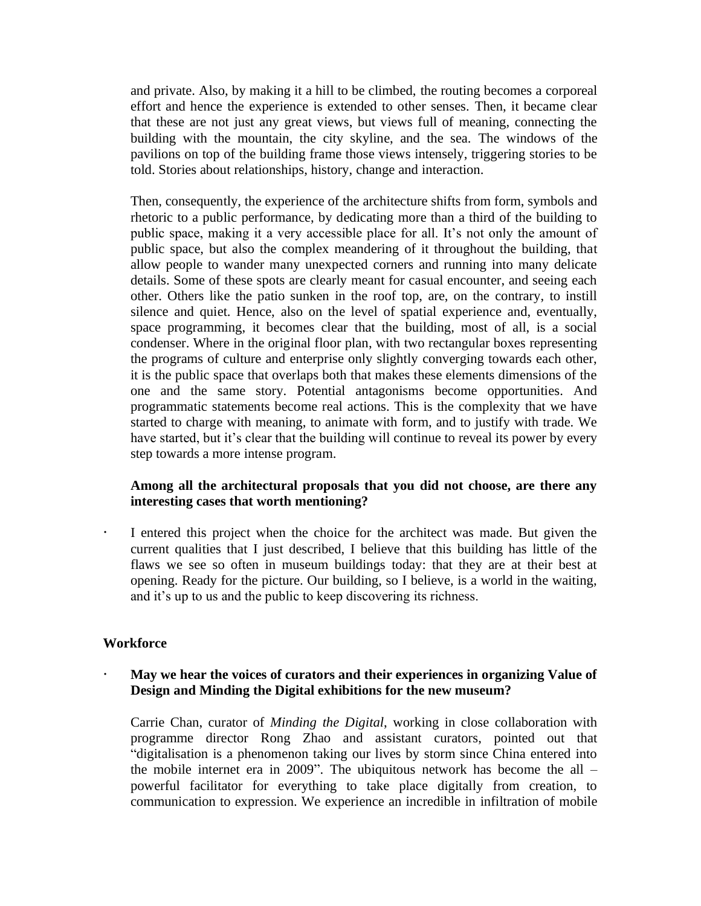and private. Also, by making it a hill to be climbed, the routing becomes a corporeal effort and hence the experience is extended to other senses. Then, it became clear that these are not just any great views, but views full of meaning, connecting the building with the mountain, the city skyline, and the sea. The windows of the pavilions on top of the building frame those views intensely, triggering stories to be told. Stories about relationships, history, change and interaction.

Then, consequently, the experience of the architecture shifts from form, symbols and rhetoric to a public performance, by dedicating more than a third of the building to public space, making it a very accessible place for all. It's not only the amount of public space, but also the complex meandering of it throughout the building, that allow people to wander many unexpected corners and running into many delicate details. Some of these spots are clearly meant for casual encounter, and seeing each other. Others like the patio sunken in the roof top, are, on the contrary, to instill silence and quiet. Hence, also on the level of spatial experience and, eventually, space programming, it becomes clear that the building, most of all, is a social condenser. Where in the original floor plan, with two rectangular boxes representing the programs of culture and enterprise only slightly converging towards each other, it is the public space that overlaps both that makes these elements dimensions of the one and the same story. Potential antagonisms become opportunities. And programmatic statements become real actions. This is the complexity that we have started to charge with meaning, to animate with form, and to justify with trade. We have started, but it's clear that the building will continue to reveal its power by every step towards a more intense program.

**Among all the architectural proposals that you did not choose, are there any interesting cases that worth mentioning?**

- I entered this project when the choice for the architect was made. But given the current qualities that I just described, I believe that this building has little of the flaws we see so often in museum buildings today: that they are at their best at opening. Ready for the picture. Our building, so I believe, is a world in the waiting, and it's up to us and the public to keep discovering its richness.

**Workforce**

- **May we hear the voices of curators and their experiences in organizing Value of Design and Minding the Digital exhibitions for the new museum?**

Carrie Chan, curator of *Minding the Digital*, working in close collaboration with programme director Rong Zhao and assistant curators, pointed out that "digitalisation is a phenomenon taking our lives by storm since China entered into the mobile internet era in 2009". The ubiquitous network has become the all – powerful facilitator for everything to take place digitally from creation, to communication to expression. We experience an incredible in infiltration of mobile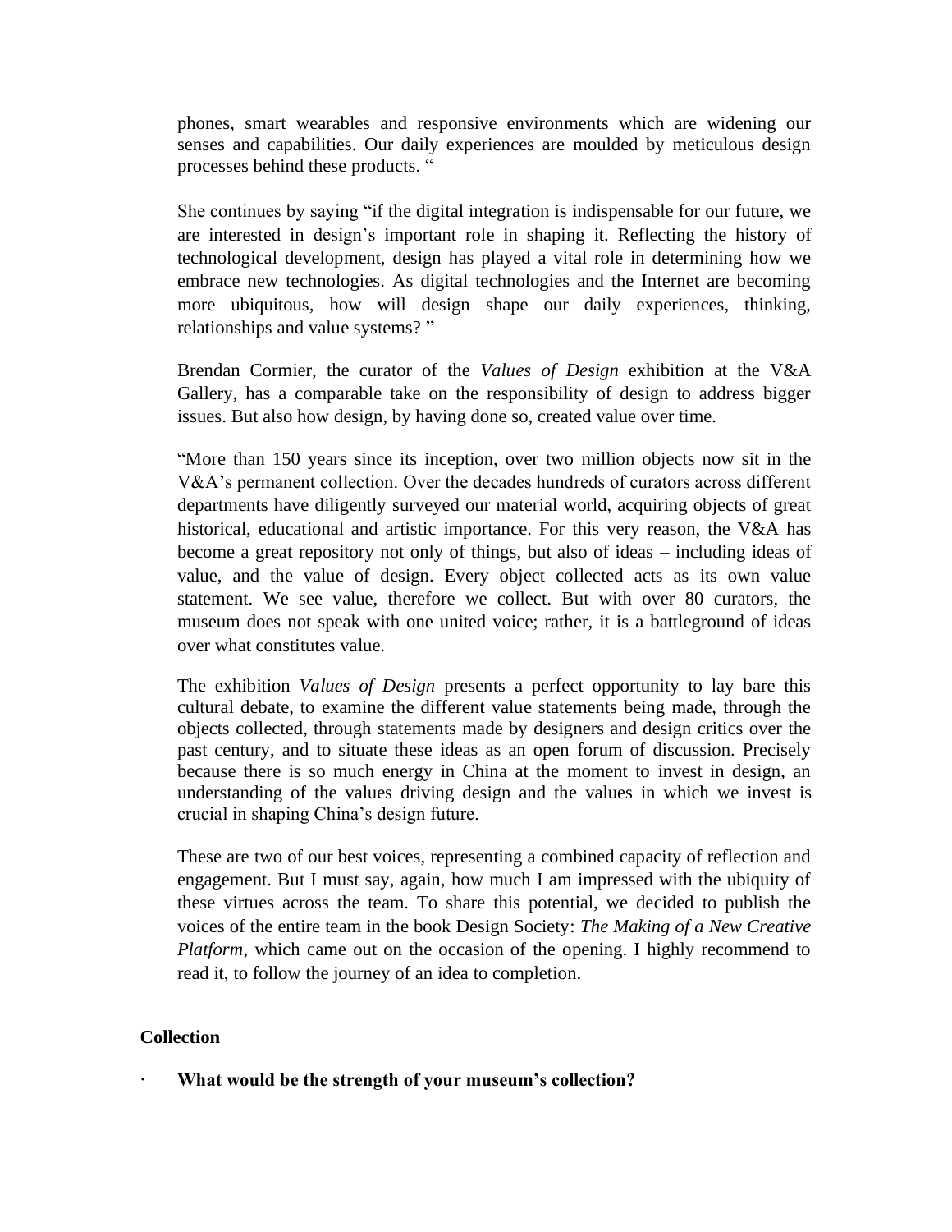phones, smart wearables and responsive environments which are widening our senses and capabilities. Our daily experiences are moulded by meticulous design processes behind these products. "

She continues by saying "if the digital integration is indispensable for our future, we are interested in design's important role in shaping it. Reflecting the history of technological development, design has played a vital role in determining how we embrace new technologies. As digital technologies and the Internet are becoming more ubiquitous, how will design shape our daily experiences, thinking, relationships and value systems? "

Brendan Cormier, the curator of the *Values of Design* exhibition at the V&A Gallery, has a comparable take on the responsibility of design to address bigger issues. But also how design, by having done so, created value over time.

"More than 150 years since its inception, over two million objects now sit in the V&A's permanent collection. Over the decades hundreds of curators across different departments have diligently surveyed our material world, acquiring objects of great historical, educational and artistic importance. For this very reason, the V&A has become a great repository not only of things, but also of ideas – including ideas of value, and the value of design. Every object collected acts as its own value statement. We see value, therefore we collect. But with over 80 curators, the museum does not speak with one united voice; rather, it is a battleground of ideas over what constitutes value.

The exhibition *Values of Design* presents a perfect opportunity to lay bare this cultural debate, to examine the different value statements being made, through the objects collected, through statements made by designers and design critics over the past century, and to situate these ideas as an open forum of discussion. Precisely because there is so much energy in China at the moment to invest in design, an understanding of the values driving design and the values in which we invest is crucial in shaping China's design future.

These are two of our best voices, representing a combined capacity of reflection and engagement. But I must say, again, how much I am impressed with the ubiquity of these virtues across the team. To share this potential, we decided to publish the voices of the entire team in the book Design Society: *The Making of a New Creative Platform*, which came out on the occasion of the opening. I highly recommend to read it, to follow the journey of an idea to completion.

**Collection**

- **What would be the strength of your museum's collection?**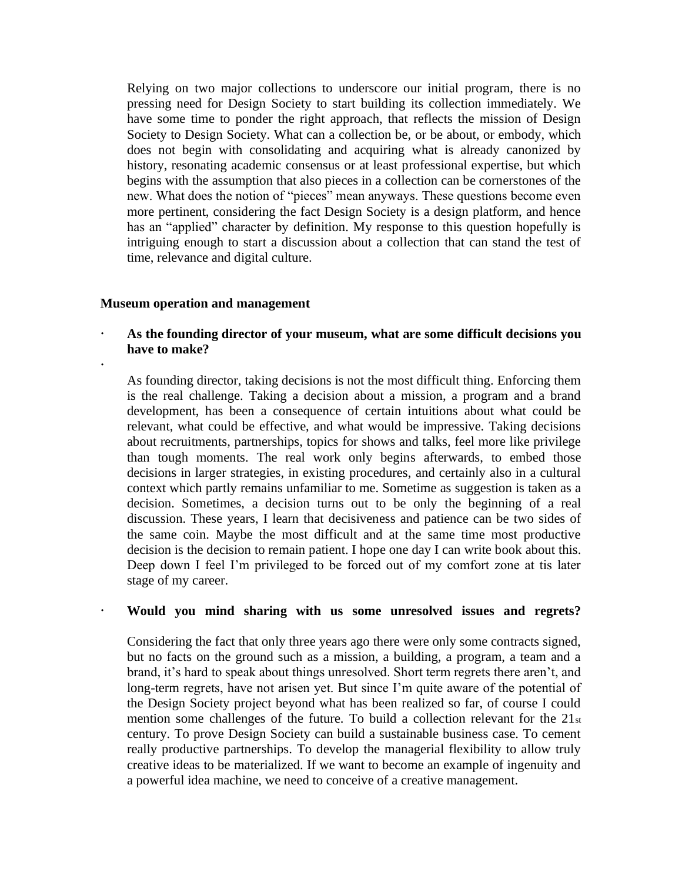Relying on two major collections to underscore our initial program, there is no pressing need for Design Society to start building its collection immediately. We have some time to ponder the right approach, that reflects the mission of Design Society to Design Society. What can a collection be, or be about, or embody, which does not begin with consolidating and acquiring what is already canonized by history, resonating academic consensus or at least professional expertise, but which begins with the assumption that also pieces in a collection can be cornerstones of the new. What does the notion of "pieces" mean anyways. These questions become even more pertinent, considering the fact Design Society is a design platform, and hence has an "applied" character by definition. My response to this question hopefully is intriguing enough to start a discussion about a collection that can stand the test of time, relevance and digital culture.

**Museum operation and management**

- **As the founding director of your museum, what are some difficult decisions you have to make?**

As founding director, taking decisions is not the most difficult thing. Enforcing them is the real challenge. Taking a decision about a mission, a program and a brand development, has been a consequence of certain intuitions about what could be relevant, what could be effective, and what would be impressive. Taking decisions about recruitments, partnerships, topics for shows and talks, feel more like privilege than tough moments. The real work only begins afterwards, to embed those decisions in larger strategies, in existing procedures, and certainly also in a cultural context which partly remains unfamiliar to me. Sometime as suggestion is taken as a decision. Sometimes, a decision turns out to be only the beginning of a real discussion. These years, I learn that decisiveness and patience can be two sides of the same coin. Maybe the most difficult and at the same time most productive decision is the decision to remain patient. I hope one day I can write book about this. Deep down I feel I'm privileged to be forced out of my comfort zone at tis later stage of my career.

- **Would you mind sharing with us some unresolved issues and regrets?**

Considering the fact that only three years ago there were only some contracts signed, but no facts on the ground such as a mission, a building, a program, a team and a brand, it's hard to speak about things unresolved. Short term regrets there aren't, and long-term regrets, have not arisen yet. But since I'm quite aware of the potential of the Design Society project beyond what has been realized so far, of course I could mention some challenges of the future. To build a collection relevant for the 21st century. To prove Design Society can build a sustainable business case. To cement really productive partnerships. To develop the managerial flexibility to allow truly creative ideas to be materialized. If we want to become an example of ingenuity and a powerful idea machine, we need to conceive of a creative management.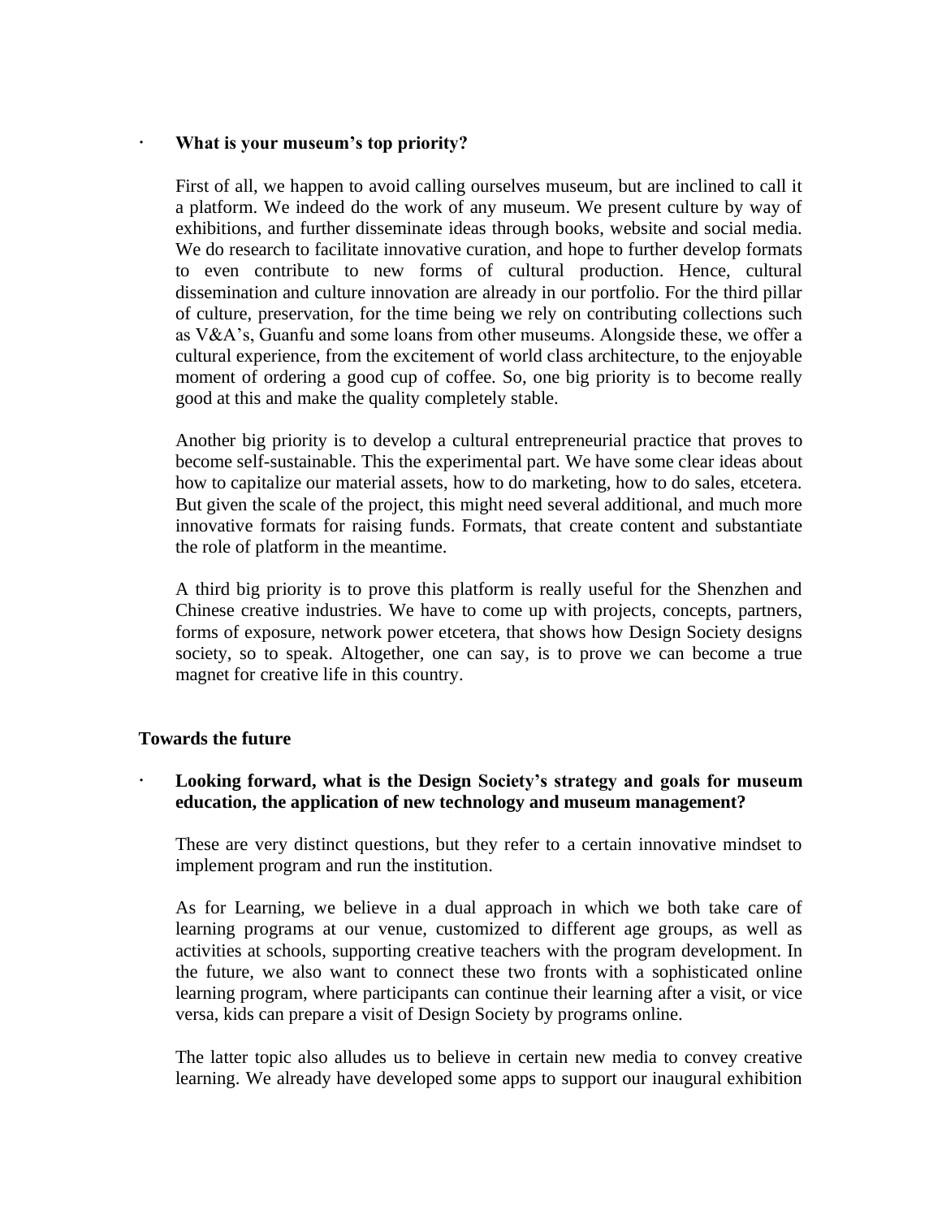- **What is your museum's top priority?**

  First of all, we happen to avoid calling ourselves museum, but are inclined to call it a platform. We indeed do the work of any museum. We present culture by way of exhibitions, and further disseminate ideas through books, website and social media. We do research to facilitate innovative curation, and hope to further develop formats to even contribute to new forms of cultural production. Hence, cultural dissemination and culture innovation are already in our portfolio. For the third pillar of culture, preservation, for the time being we rely on contributing collections such as V&A's, Guanfu and some loans from other museums. Alongside these, we offer a cultural experience, from the excitement of world class architecture, to the enjoyable moment of ordering a good cup of coffee. So, one big priority is to become really good at this and make the quality completely stable.

  Another big priority is to develop a cultural entrepreneurial practice that proves to become self-sustainable. This the experimental part. We have some clear ideas about how to capitalize our material assets, how to do marketing, how to do sales, etcetera. But given the scale of the project, this might need several additional, and much more innovative formats for raising funds. Formats, that create content and substantiate the role of platform in the meantime.

  A third big priority is to prove this platform is really useful for the Shenzhen and Chinese creative industries. We have to come up with projects, concepts, partners, forms of exposure, network power etcetera, that shows how Design Society designs society, so to speak. Altogether, one can say, is to prove we can become a true magnet for creative life in this country.

**Towards the future**

- **Looking forward, what is the Design Society's strategy and goals for museum education, the application of new technology and museum management?**

  These are very distinct questions, but they refer to a certain innovative mindset to implement program and run the institution.

  As for Learning, we believe in a dual approach in which we both take care of learning programs at our venue, customized to different age groups, as well as activities at schools, supporting creative teachers with the program development. In the future, we also want to connect these two fronts with a sophisticated online learning program, where participants can continue their learning after a visit, or vice versa, kids can prepare a visit of Design Society by programs online.

  The latter topic also alludes us to believe in certain new media to convey creative learning. We already have developed some apps to support our inaugural exhibition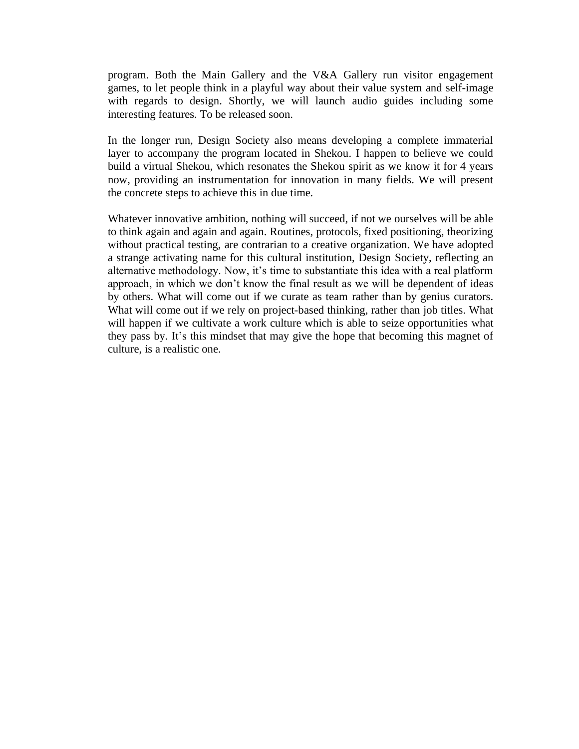program. Both the Main Gallery and the V&A Gallery run visitor engagement games, to let people think in a playful way about their value system and self-image with regards to design. Shortly, we will launch audio guides including some interesting features. To be released soon.

In the longer run, Design Society also means developing a complete immaterial layer to accompany the program located in Shekou. I happen to believe we could build a virtual Shekou, which resonates the Shekou spirit as we know it for 4 years now, providing an instrumentation for innovation in many fields. We will present the concrete steps to achieve this in due time.

Whatever innovative ambition, nothing will succeed, if not we ourselves will be able to think again and again and again. Routines, protocols, fixed positioning, theorizing without practical testing, are contrarian to a creative organization. We have adopted a strange activating name for this cultural institution, Design Society, reflecting an alternative methodology. Now, it's time to substantiate this idea with a real platform approach, in which we don't know the final result as we will be dependent of ideas by others. What will come out if we curate as team rather than by genius curators. What will come out if we rely on project-based thinking, rather than job titles. What will happen if we cultivate a work culture which is able to seize opportunities what they pass by. It's this mindset that may give the hope that becoming this magnet of culture, is a realistic one.